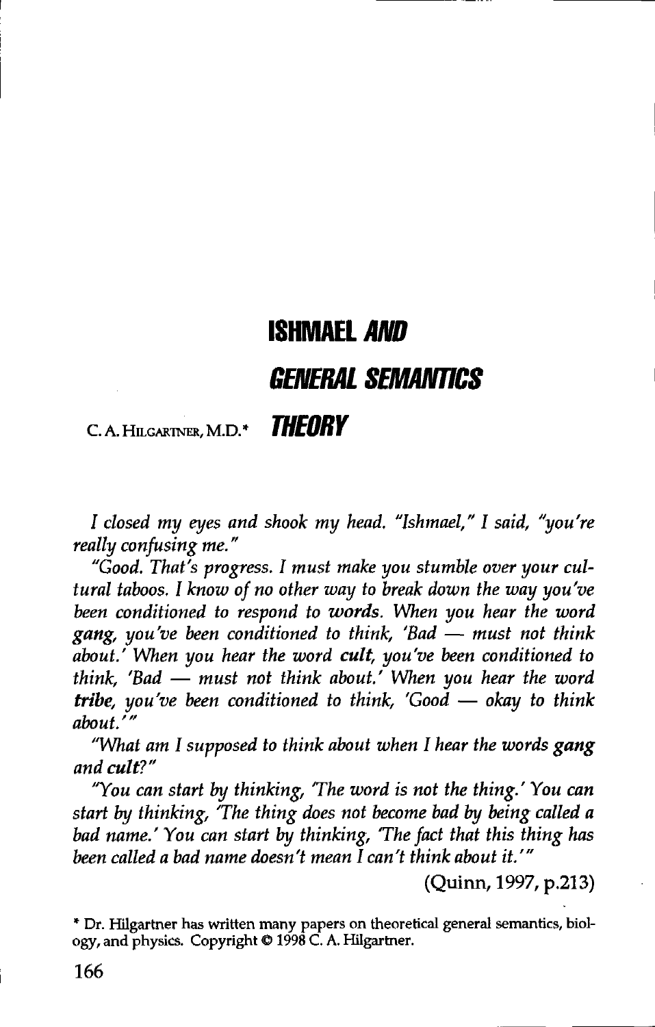# ISHMAEL *AND* *GENERAL SEMANTICS* *THEORY*

C. A. Hilgartner, M.D.*

*I closed my eyes and shook my head. "Ishmael," I said, "you're really confusing me."*

*"Good. That's progress. I must make you stumble over your cultural taboos. I know of no other way to break down the way you've been conditioned to respond to* **words***. When you hear the word* **gang***, you've been conditioned to think, 'Bad — must not think about.' When you hear the word* **cult***, you've been conditioned to think, 'Bad — must not think about.' When you hear the word* **tribe***, you've been conditioned to think, 'Good — okay to think about.'"*

*"What am I supposed to think about when I hear the words* **gang** *and* **cult***?"*

*"You can start by thinking, 'The word is not the thing.' You can start by thinking, 'The thing does not become bad by being called a bad name.' You can start by thinking, 'The fact that this thing has been called a bad name doesn't mean I can't think about it.'"*

(Quinn, 1997, p.213)

\* Dr. Hilgartner has written many papers on theoretical general semantics, biology, and physics. Copyright © 1998 C. A. Hilgartner.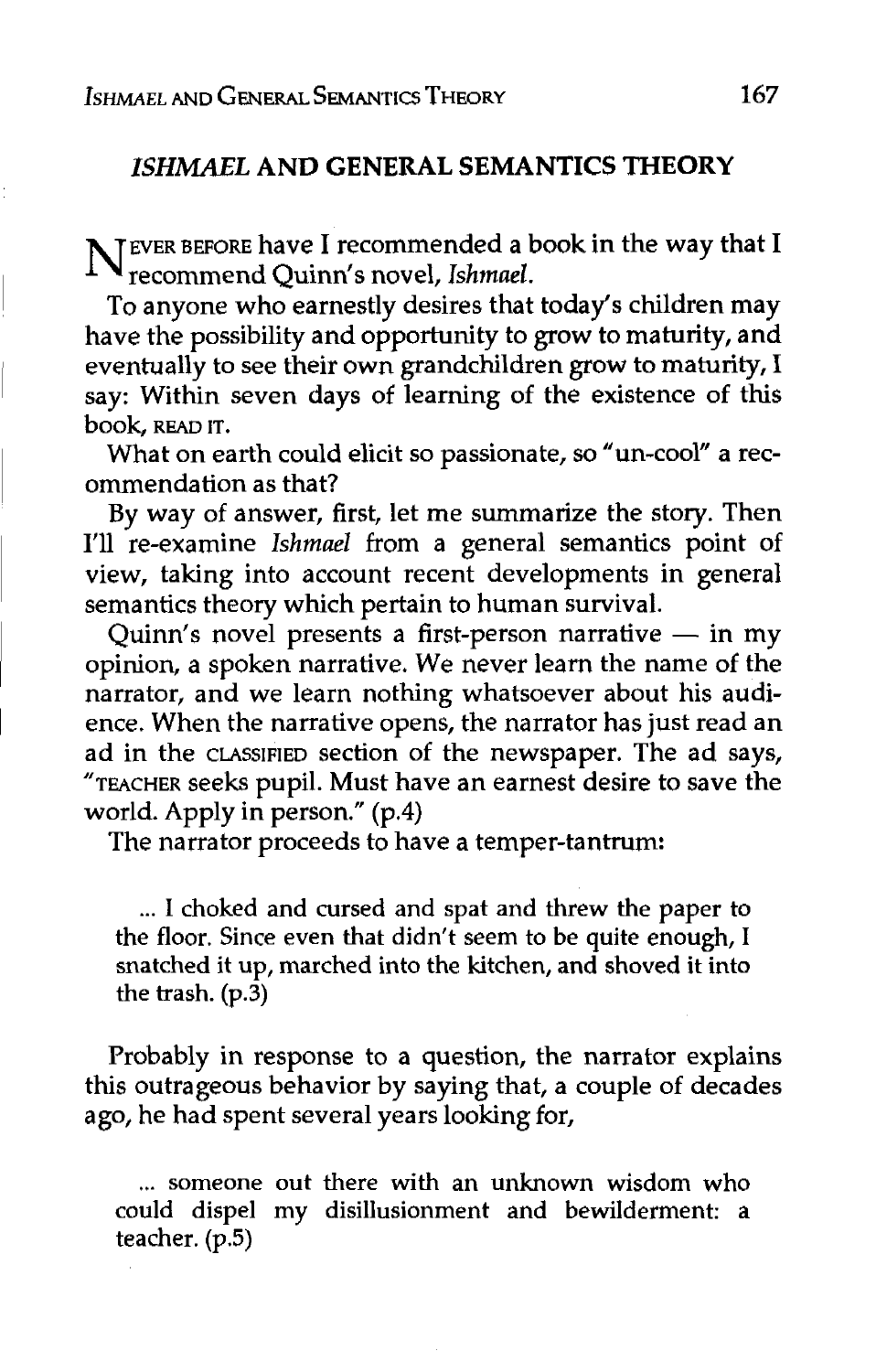## *ISHMAEL* AND GENERAL SEMANTICS THEORY

NEVER BEFORE have I recommended a book in the way that I recommend Quinn's novel, *Ishmael*.

To anyone who earnestly desires that today's children may have the possibility and opportunity to grow to maturity, and eventually to see their own grandchildren grow to maturity, I say: Within seven days of learning of the existence of this book, READ IT.

What on earth could elicit so passionate, so "un-cool" a recommendation as that?

By way of answer, first, let me summarize the story. Then I'll re-examine *Ishmael* from a general semantics point of view, taking into account recent developments in general semantics theory which pertain to human survival.

Quinn's novel presents a first-person narrative — in my opinion, a spoken narrative. We never learn the name of the narrator, and we learn nothing whatsoever about his audience. When the narrative opens, the narrator has just read an ad in the CLASSIFIED section of the newspaper. The ad says, "TEACHER seeks pupil. Must have an earnest desire to save the world. Apply in person." (p.4)

The narrator proceeds to have a temper-tantrum:

> ... I choked and cursed and spat and threw the paper to the floor. Since even that didn't seem to be quite enough, I snatched it up, marched into the kitchen, and shoved it into the trash. (p.3)

Probably in response to a question, the narrator explains this outrageous behavior by saying that, a couple of decades ago, he had spent several years looking for,

> ... someone out there with an unknown wisdom who could dispel my disillusionment and bewilderment: a teacher. (p.5)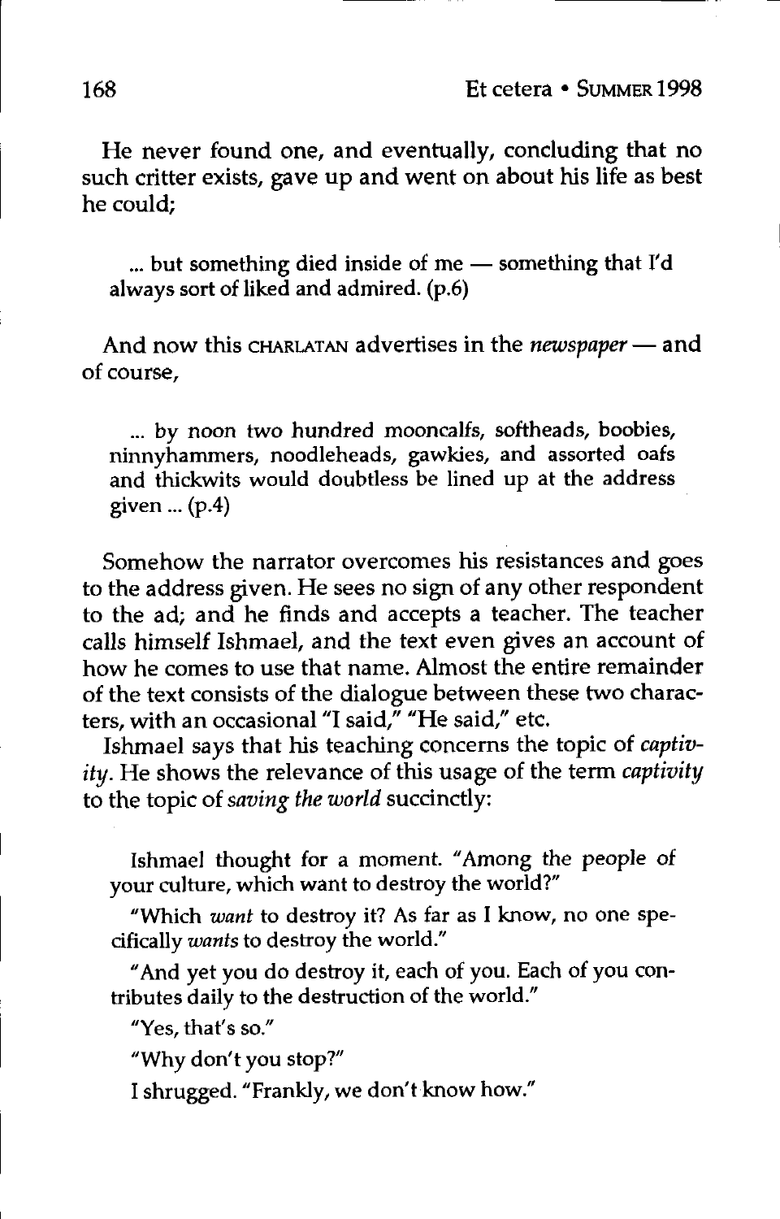He never found one, and eventually, concluding that no such critter exists, gave up and went on about his life as best he could;

> ... but something died inside of me — something that I'd always sort of liked and admired. (p.6)

And now this CHARLATAN advertises in the *newspaper* — and of course,

> ... by noon two hundred mooncalfs, softheads, boobies, ninnyhammers, noodleheads, gawkies, and assorted oafs and thickwits would doubtless be lined up at the address given ... (p.4)

Somehow the narrator overcomes his resistances and goes to the address given. He sees no sign of any other respondent to the ad; and he finds and accepts a teacher. The teacher calls himself Ishmael, and the text even gives an account of how he comes to use that name. Almost the entire remainder of the text consists of the dialogue between these two characters, with an occasional "I said," "He said," etc.

Ishmael says that his teaching concerns the topic of *captivity*. He shows the relevance of this usage of the term *captivity* to the topic of *saving the world* succinctly:

> Ishmael thought for a moment. "Among the people of your culture, which want to destroy the world?"
>
> "Which *want* to destroy it? As far as I know, no one specifically *wants* to destroy the world."
>
> "And yet you do destroy it, each of you. Each of you contributes daily to the destruction of the world."
>
> "Yes, that's so."
>
> "Why don't you stop?"
>
> I shrugged. "Frankly, we don't know how."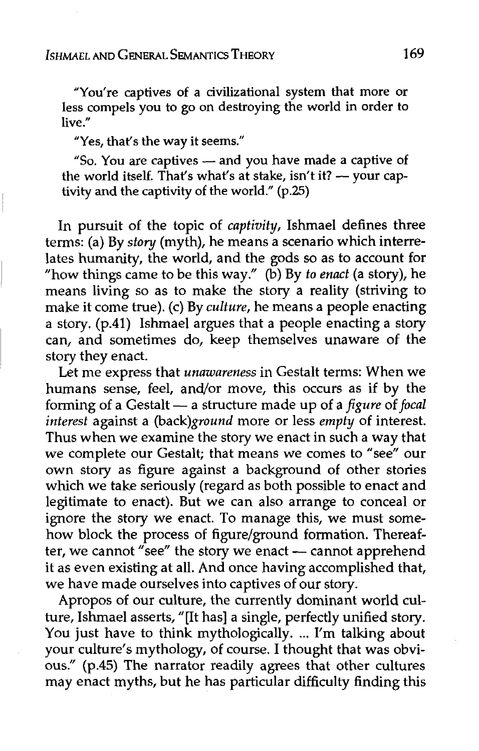"You're captives of a civilizational system that more or less compels you to go on destroying the world in order to live."

"Yes, that's the way it seems."

"So. You are captives — and you have made a captive of the world itself. That's what's at stake, isn't it? — your captivity and the captivity of the world." (p.25)

In pursuit of the topic of *captivity*, Ishmael defines three terms: (a) By *story* (myth), he means a scenario which interrelates humanity, the world, and the gods so as to account for "how things came to be this way." (b) By *to enact* (a story), he means living so as to make the story a reality (striving to make it come true). (c) By *culture*, he means a people enacting a story. (p.41) Ishmael argues that a people enacting a story can, and sometimes do, keep themselves unaware of the story they enact.

Let me express that *unawareness* in Gestalt terms: When we humans sense, feel, and/or move, this occurs as if by the forming of a Gestalt — a structure made up of a *figure* of *focal interest* against a (back)*ground* more or less *empty* of interest. Thus when we examine the story we enact in such a way that we complete our Gestalt; that means we comes to "see" our own story as figure against a background of other stories which we take seriously (regard as both possible to enact and legitimate to enact). But we can also arrange to conceal or ignore the story we enact. To manage this, we must somehow block the process of figure/ground formation. Thereafter, we cannot "see" the story we enact — cannot apprehend it as even existing at all. And once having accomplished that, we have made ourselves into captives of our story.

Apropos of our culture, the currently dominant world culture, Ishmael asserts, "[It has] a single, perfectly unified story. You just have to think mythologically. ... I'm talking about your culture's mythology, of course. I thought that was obvious." (p.45) The narrator readily agrees that other cultures may enact myths, but he has particular difficulty finding this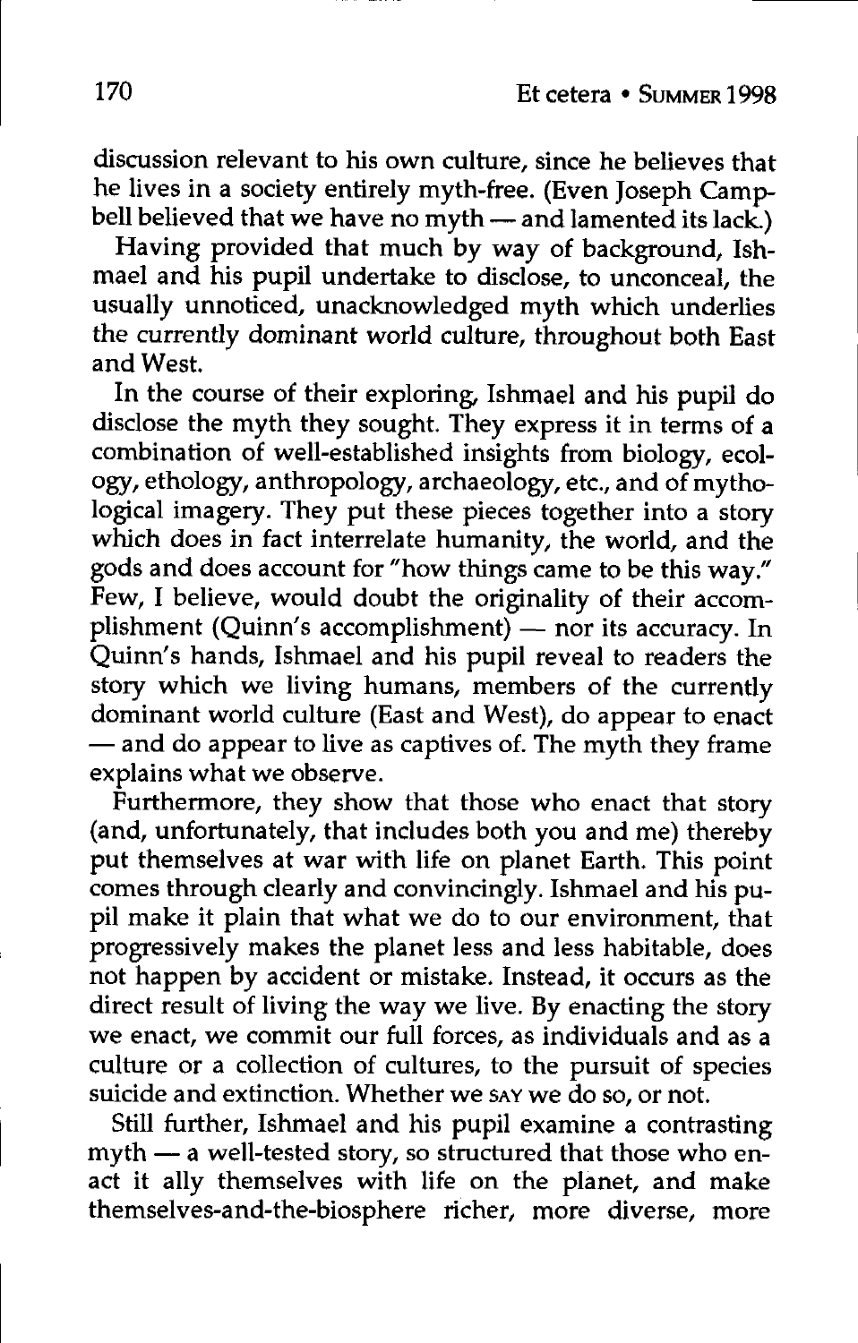discussion relevant to his own culture, since he believes that he lives in a society entirely myth-free. (Even Joseph Campbell believed that we have no myth — and lamented its lack.)

Having provided that much by way of background, Ishmael and his pupil undertake to disclose, to unconceal, the usually unnoticed, unacknowledged myth which underlies the currently dominant world culture, throughout both East and West.

In the course of their exploring, Ishmael and his pupil do disclose the myth they sought. They express it in terms of a combination of well-established insights from biology, ecology, ethology, anthropology, archaeology, etc., and of mythological imagery. They put these pieces together into a story which does in fact interrelate humanity, the world, and the gods and does account for "how things came to be this way." Few, I believe, would doubt the originality of their accomplishment (Quinn's accomplishment) — nor its accuracy. In Quinn's hands, Ishmael and his pupil reveal to readers the story which we living humans, members of the currently dominant world culture (East and West), do appear to enact — and do appear to live as captives of. The myth they frame explains what we observe.

Furthermore, they show that those who enact that story (and, unfortunately, that includes both you and me) thereby put themselves at war with life on planet Earth. This point comes through clearly and convincingly. Ishmael and his pupil make it plain that what we do to our environment, that progressively makes the planet less and less habitable, does not happen by accident or mistake. Instead, it occurs as the direct result of living the way we live. By enacting the story we enact, we commit our full forces, as individuals and as a culture or a collection of cultures, to the pursuit of species suicide and extinction. Whether we SAY we do so, or not.

Still further, Ishmael and his pupil examine a contrasting myth — a well-tested story, so structured that those who enact it ally themselves with life on the planet, and make themselves-and-the-biosphere richer, more diverse, more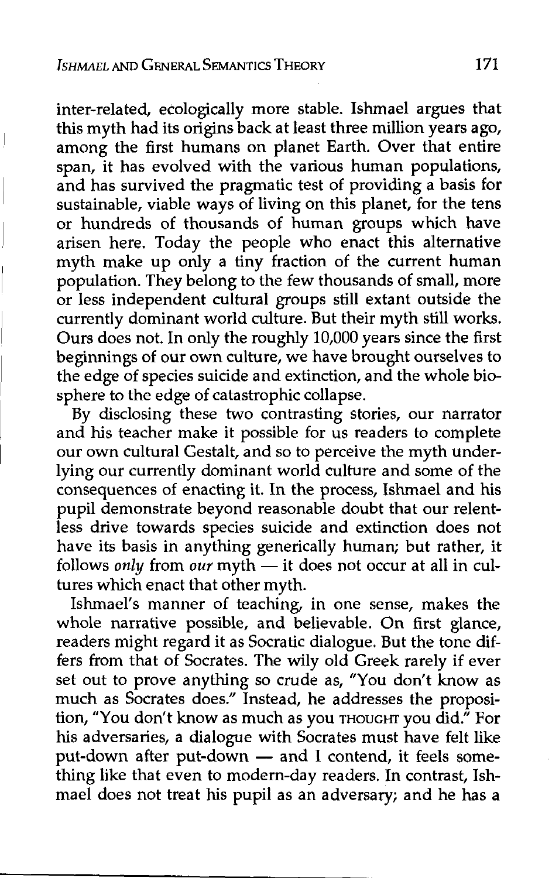inter-related, ecologically more stable. Ishmael argues that this myth had its origins back at least three million years ago, among the first humans on planet Earth. Over that entire span, it has evolved with the various human populations, and has survived the pragmatic test of providing a basis for sustainable, viable ways of living on this planet, for the tens or hundreds of thousands of human groups which have arisen here. Today the people who enact this alternative myth make up only a tiny fraction of the current human population. They belong to the few thousands of small, more or less independent cultural groups still extant outside the currently dominant world culture. But their myth still works. Ours does not. In only the roughly 10,000 years since the first beginnings of our own culture, we have brought ourselves to the edge of species suicide and extinction, and the whole biosphere to the edge of catastrophic collapse.

By disclosing these two contrasting stories, our narrator and his teacher make it possible for us readers to complete our own cultural Gestalt, and so to perceive the myth underlying our currently dominant world culture and some of the consequences of enacting it. In the process, Ishmael and his pupil demonstrate beyond reasonable doubt that our relentless drive towards species suicide and extinction does not have its basis in anything generically human; but rather, it follows *only* from *our* myth — it does not occur at all in cultures which enact that other myth.

Ishmael's manner of teaching, in one sense, makes the whole narrative possible, and believable. On first glance, readers might regard it as Socratic dialogue. But the tone differs from that of Socrates. The wily old Greek rarely if ever set out to prove anything so crude as, "You don't know as much as Socrates does." Instead, he addresses the proposition, "You don't know as much as you THOUGHT you did." For his adversaries, a dialogue with Socrates must have felt like put-down after put-down — and I contend, it feels something like that even to modern-day readers. In contrast, Ishmael does not treat his pupil as an adversary; and he has a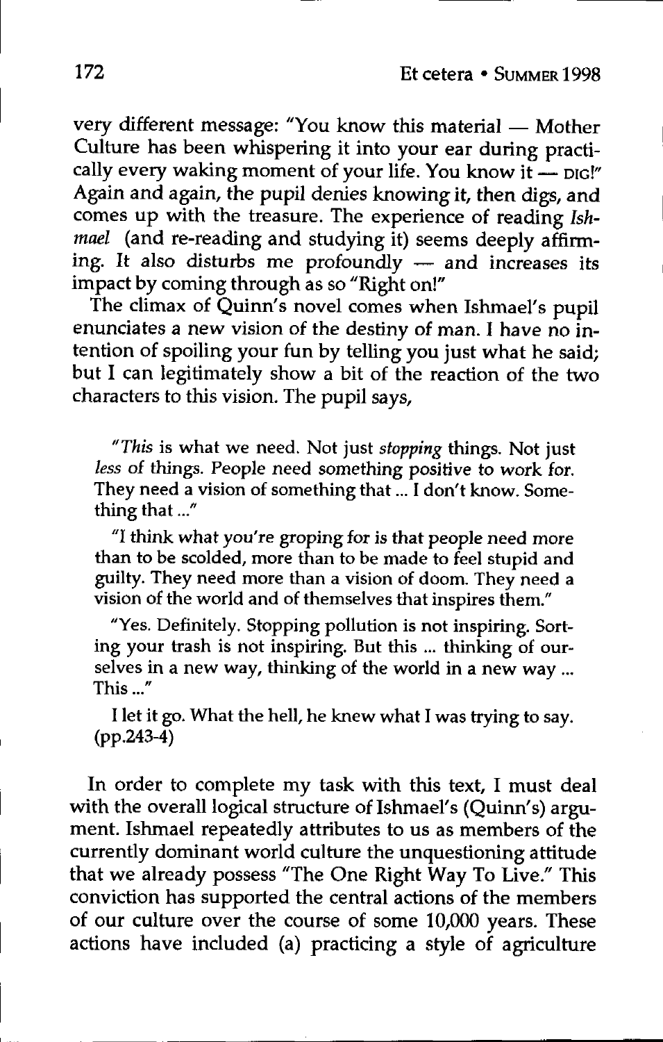very different message: "You know this material — Mother Culture has been whispering it into your ear during practically every waking moment of your life. You know it — DIG!" Again and again, the pupil denies knowing it, then digs, and comes up with the treasure. The experience of reading *Ishmael* (and re-reading and studying it) seems deeply affirming. It also disturbs me profoundly — and increases its impact by coming through as so "Right on!"

The climax of Quinn's novel comes when Ishmael's pupil enunciates a new vision of the destiny of man. I have no intention of spoiling your fun by telling you just what he said; but I can legitimately show a bit of the reaction of the two characters to this vision. The pupil says,

> "*This* is what we need. Not just *stopping* things. Not just *less* of things. People need something positive to work for. They need a vision of something that ... I don't know. Something that ..."
>
> "I think what you're groping for is that people need more than to be scolded, more than to be made to feel stupid and guilty. They need more than a vision of doom. They need a vision of the world and of themselves that inspires them."
>
> "Yes. Definitely. Stopping pollution is not inspiring. Sorting your trash is not inspiring. But this ... thinking of ourselves in a new way, thinking of the world in a new way ... This ..."
>
> I let it go. What the hell, he knew what I was trying to say. (pp.243-4)

In order to complete my task with this text, I must deal with the overall logical structure of Ishmael's (Quinn's) argument. Ishmael repeatedly attributes to us as members of the currently dominant world culture the unquestioning attitude that we already possess "The One Right Way To Live." This conviction has supported the central actions of the members of our culture over the course of some 10,000 years. These actions have included (a) practicing a style of agriculture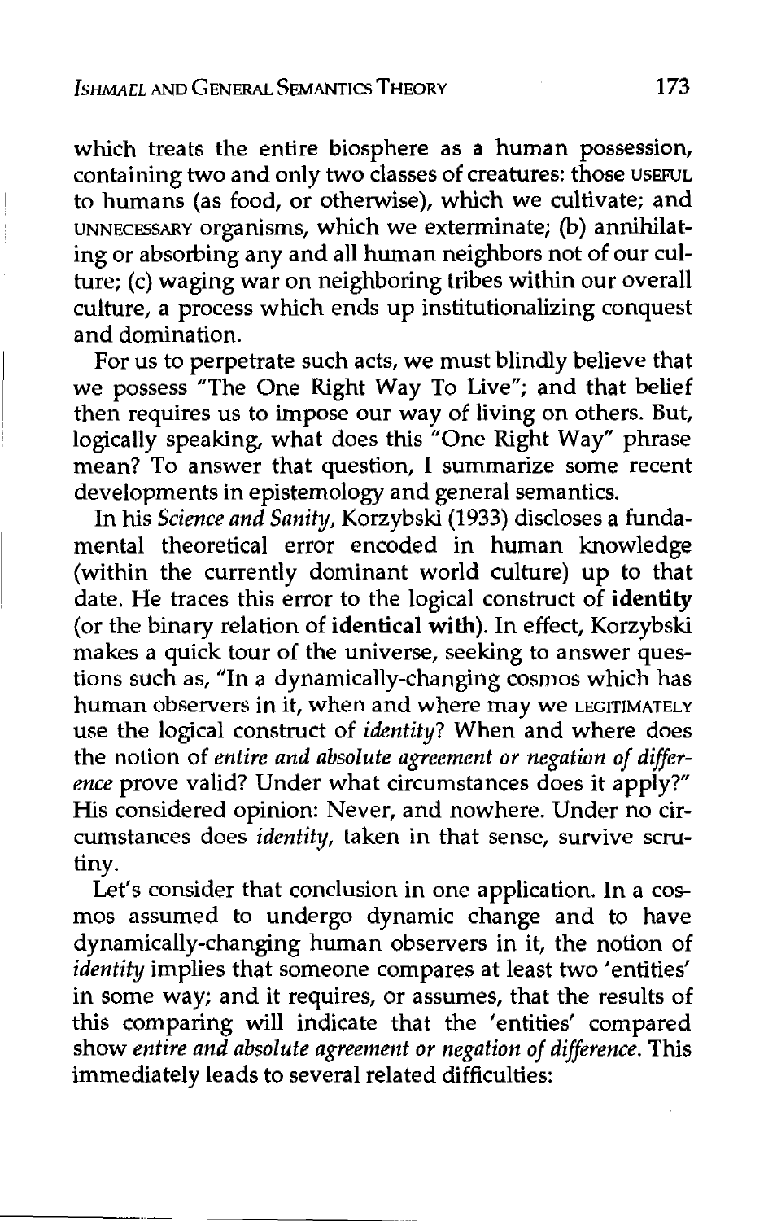which treats the entire biosphere as a human possession, containing two and only two classes of creatures: those USEFUL to humans (as food, or otherwise), which we cultivate; and UNNECESSARY organisms, which we exterminate; (b) annihilating or absorbing any and all human neighbors not of our culture; (c) waging war on neighboring tribes within our overall culture, a process which ends up institutionalizing conquest and domination.

For us to perpetrate such acts, we must blindly believe that we possess "The One Right Way To Live"; and that belief then requires us to impose our way of living on others. But, logically speaking, what does this "One Right Way" phrase mean? To answer that question, I summarize some recent developments in epistemology and general semantics.

In his *Science and Sanity*, Korzybski (1933) discloses a fundamental theoretical error encoded in human knowledge (within the currently dominant world culture) up to that date. He traces this error to the logical construct of **identity** (or the binary relation of **identical with**). In effect, Korzybski makes a quick tour of the universe, seeking to answer questions such as, "In a dynamically-changing cosmos which has human observers in it, when and where may we LEGITIMATELY use the logical construct of *identity*? When and where does the notion of *entire and absolute agreement or negation of difference* prove valid? Under what circumstances does it apply?" His considered opinion: Never, and nowhere. Under no circumstances does *identity*, taken in that sense, survive scrutiny.

Let's consider that conclusion in one application. In a cosmos assumed to undergo dynamic change and to have dynamically-changing human observers in it, the notion of *identity* implies that someone compares at least two 'entities' in some way; and it requires, or assumes, that the results of this comparing will indicate that the 'entities' compared show *entire and absolute agreement or negation of difference*. This immediately leads to several related difficulties: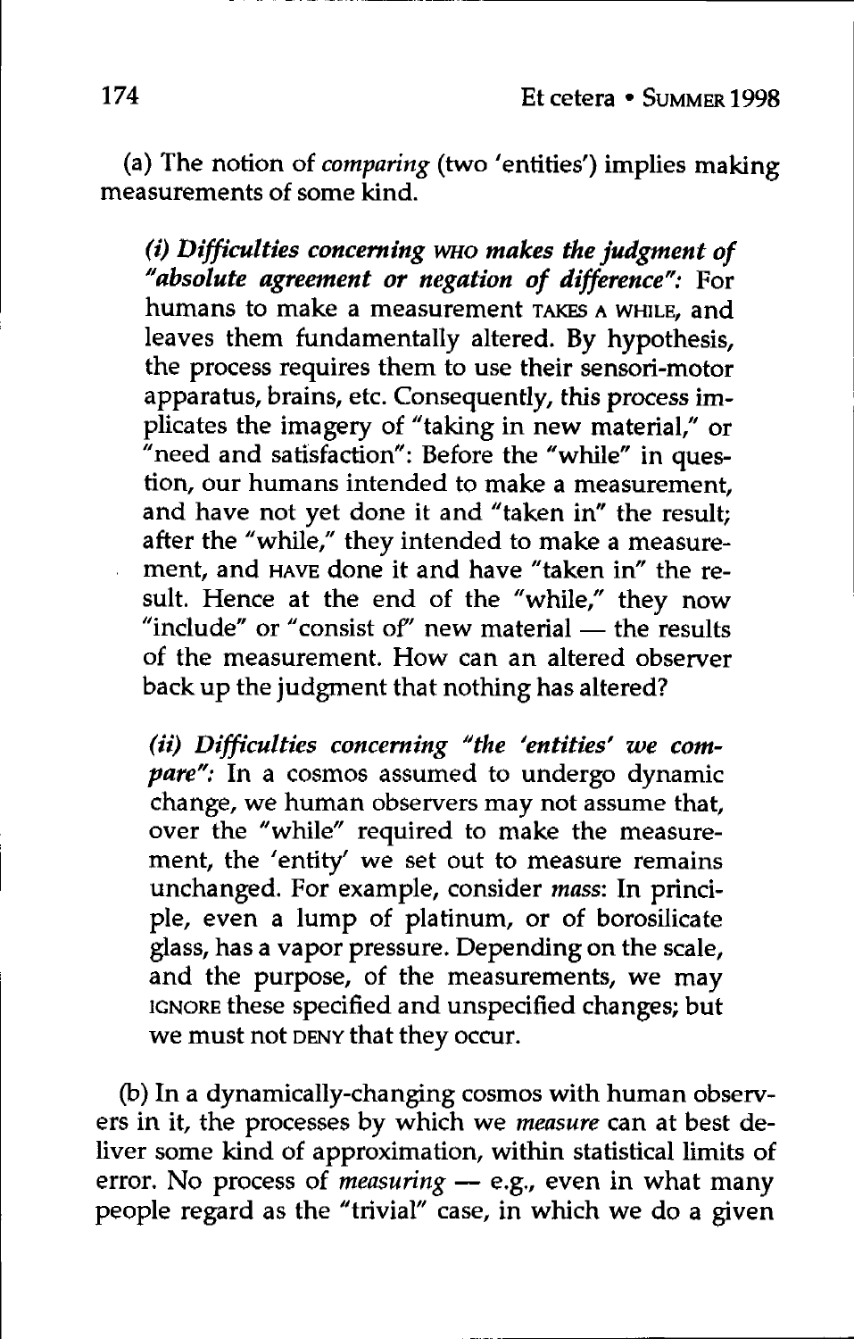(a) The notion of *comparing* (two 'entities') implies making measurements of some kind.

> ***(i) Difficulties concerning* WHO *makes the judgment of "absolute agreement or negation of difference":*** For humans to make a measurement TAKES A WHILE, and leaves them fundamentally altered. By hypothesis, the process requires them to use their sensori-motor apparatus, brains, etc. Consequently, this process implicates the imagery of "taking in new material," or "need and satisfaction": Before the "while" in question, our humans intended to make a measurement, and have not yet done it and "taken in" the result; after the "while," they intended to make a measurement, and HAVE done it and have "taken in" the result. Hence at the end of the "while," they now "include" or "consist of" new material — the results of the measurement. How can an altered observer back up the judgment that nothing has altered?
>
> ***(ii) Difficulties concerning "the 'entities' we compare":*** In a cosmos assumed to undergo dynamic change, we human observers may not assume that, over the "while" required to make the measurement, the 'entity' we set out to measure remains unchanged. For example, consider *mass*: In principle, even a lump of platinum, or of borosilicate glass, has a vapor pressure. Depending on the scale, and the purpose, of the measurements, we may IGNORE these specified and unspecified changes; but we must not DENY that they occur.

(b) In a dynamically-changing cosmos with human observers in it, the processes by which we *measure* can at best deliver some kind of approximation, within statistical limits of error. No process of *measuring* — e.g., even in what many people regard as the "trivial" case, in which we do a given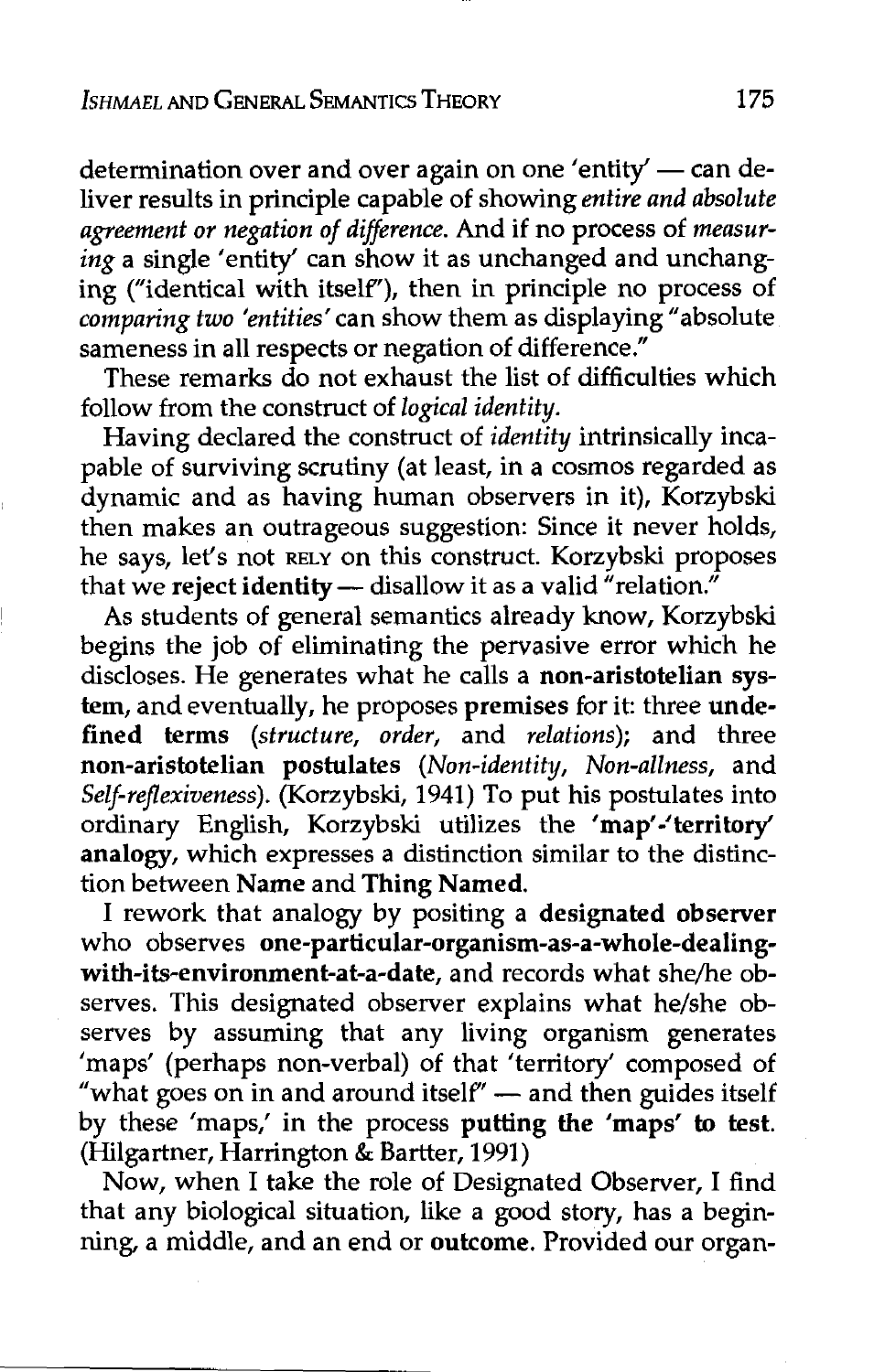determination over and over again on one 'entity' — can deliver results in principle capable of showing *entire and absolute agreement or negation of difference*. And if no process of *measuring* a single 'entity' can show it as unchanged and unchanging ("identical with itself"), then in principle no process of *comparing two 'entities'* can show them as displaying "absolute sameness in all respects or negation of difference."

These remarks do not exhaust the list of difficulties which follow from the construct of *logical identity*.

Having declared the construct of *identity* intrinsically incapable of surviving scrutiny (at least, in a cosmos regarded as dynamic and as having human observers in it), Korzybski then makes an outrageous suggestion: Since it never holds, he says, let's not RELY on this construct. Korzybski proposes that we **reject identity** — disallow it as a valid "relation."

As students of general semantics already know, Korzybski begins the job of eliminating the pervasive error which he discloses. He generates what he calls a **non-aristotelian system**, and eventually, he proposes **premises** for it: three **undefined terms** (*structure*, *order*, and *relations*); and three **non-aristotelian postulates** (*Non-identity*, *Non-allness*, and *Self-reflexiveness*). (Korzybski, 1941) To put his postulates into ordinary English, Korzybski utilizes the **'map'-'territory' analogy**, which expresses a distinction similar to the distinction between **Name** and **Thing Named**.

I rework that analogy by positing a **designated observer** who observes **one-particular-organism-as-a-whole-dealing-with-its-environment-at-a-date**, and records what she/he observes. This designated observer explains what he/she observes by assuming that any living organism generates 'maps' (perhaps non-verbal) of that 'territory' composed of "what goes on in and around itself" — and then guides itself by these 'maps,' in the process **putting the 'maps' to test**. (Hilgartner, Harrington & Bartter, 1991)

Now, when I take the role of Designated Observer, I find that any biological situation, like a good story, has a beginning, a middle, and an end or **outcome**. Provided our organ-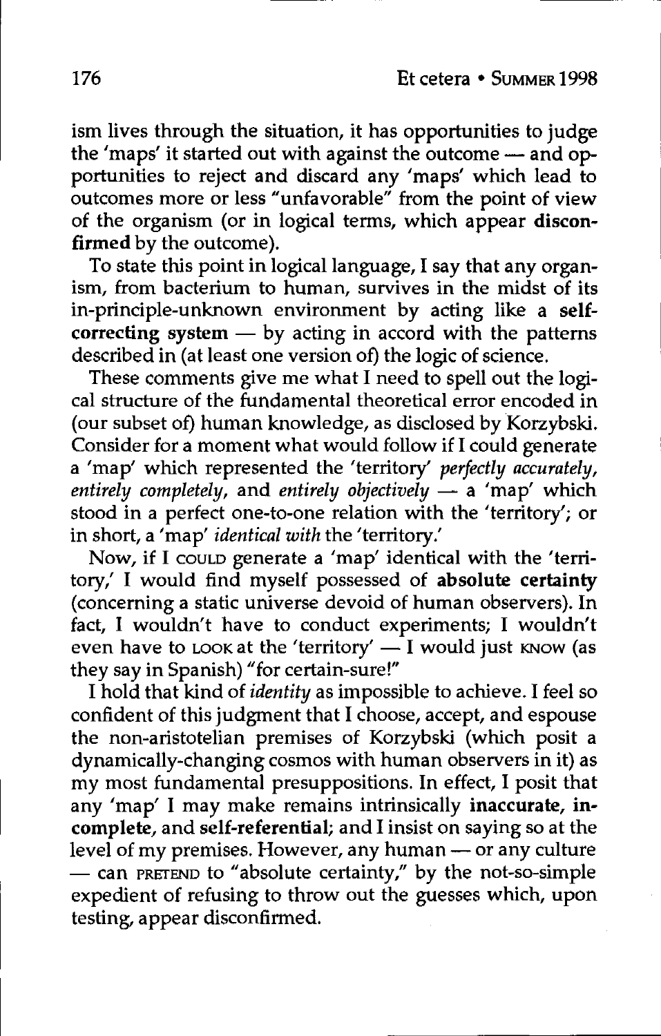ism lives through the situation, it has opportunities to judge the 'maps' it started out with against the outcome — and opportunities to reject and discard any 'maps' which lead to outcomes more or less "unfavorable" from the point of view of the organism (or in logical terms, which appear **disconfirmed** by the outcome).

To state this point in logical language, I say that any organism, from bacterium to human, survives in the midst of its in-principle-unknown environment by acting like a **self-correcting system** — by acting in accord with the patterns described in (at least one version of) the logic of science.

These comments give me what I need to spell out the logical structure of the fundamental theoretical error encoded in (our subset of) human knowledge, as disclosed by Korzybski. Consider for a moment what would follow if I could generate a 'map' which represented the 'territory' *perfectly accurately*, *entirely completely*, and *entirely objectively* — a 'map' which stood in a perfect one-to-one relation with the 'territory'; or in short, a 'map' *identical with* the 'territory.'

Now, if I COULD generate a 'map' identical with the 'territory,' I would find myself possessed of **absolute certainty** (concerning a static universe devoid of human observers). In fact, I wouldn't have to conduct experiments; I wouldn't even have to LOOK at the 'territory' — I would just KNOW (as they say in Spanish) "for certain-sure!"

I hold that kind of *identity* as impossible to achieve. I feel so confident of this judgment that I choose, accept, and espouse the non-aristotelian premises of Korzybski (which posit a dynamically-changing cosmos with human observers in it) as my most fundamental presuppositions. In effect, I posit that any 'map' I may make remains intrinsically **inaccurate**, **incomplete**, and **self-referential**; and I insist on saying so at the level of my premises. However, any human — or any culture — can PRETEND to "absolute certainty," by the not-so-simple expedient of refusing to throw out the guesses which, upon testing, appear disconfirmed.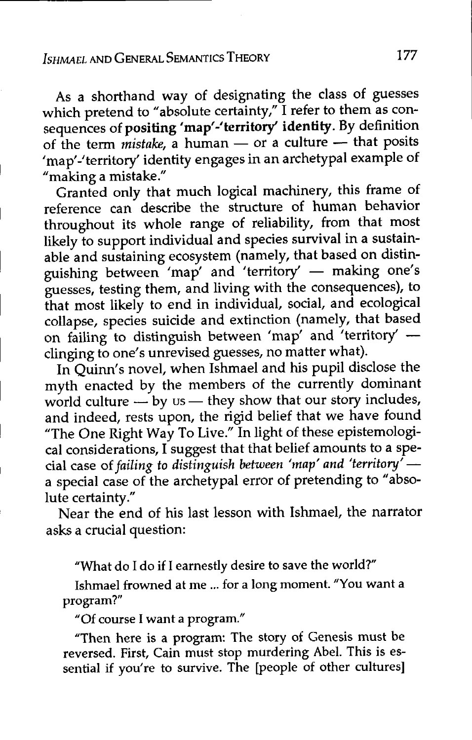As a shorthand way of designating the class of guesses which pretend to "absolute certainty," I refer to them as consequences of **positing 'map'-'territory' identity**. By definition of the term *mistake*, a human — or a culture — that posits 'map'-'territory' identity engages in an archetypal example of "making a mistake."

Granted only that much logical machinery, this frame of reference can describe the structure of human behavior throughout its whole range of reliability, from that most likely to support individual and species survival in a sustainable and sustaining ecosystem (namely, that based on distinguishing between 'map' and 'territory' — making one's guesses, testing them, and living with the consequences), to that most likely to end in individual, social, and ecological collapse, species suicide and extinction (namely, that based on failing to distinguish between 'map' and 'territory' — clinging to one's unrevised guesses, no matter what).

In Quinn's novel, when Ishmael and his pupil disclose the myth enacted by the members of the currently dominant world culture — by US — they show that our story includes, and indeed, rests upon, the rigid belief that we have found "The One Right Way To Live." In light of these epistemological considerations, I suggest that that belief amounts to a special case of *failing to distinguish between 'map' and 'territory'* — a special case of the archetypal error of pretending to "absolute certainty."

Near the end of his last lesson with Ishmael, the narrator asks a crucial question:

> "What do I do if I earnestly desire to save the world?"
>
> Ishmael frowned at me ... for a long moment. "You want a program?"
>
> "Of course I want a program."
>
> "Then here is a program: The story of Genesis must be reversed. First, Cain must stop murdering Abel. This is essential if you're to survive. The [people of other cultures]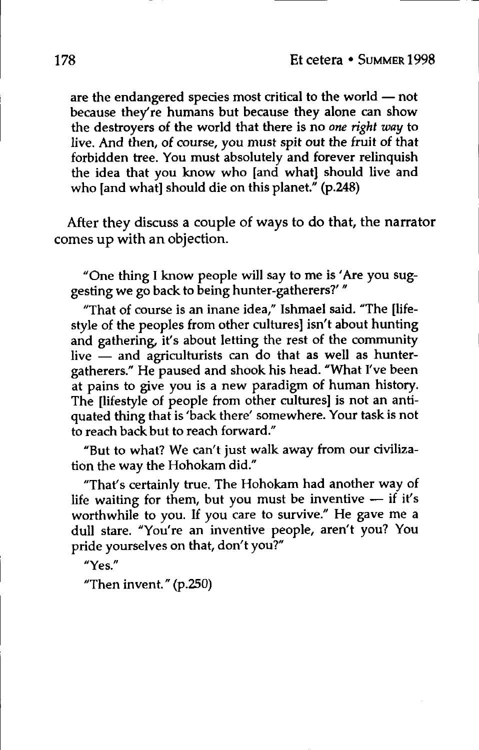are the endangered species most critical to the world — not because they're humans but because they alone can show the destroyers of the world that there is no *one right way* to live. And then, of course, you must spit out the fruit of that forbidden tree. You must absolutely and forever relinquish the idea that you know who [and what] should live and who [and what] should die on this planet." (p.248)

After they discuss a couple of ways to do that, the narrator comes up with an objection.

> "One thing I know people will say to me is 'Are you suggesting we go back to being hunter-gatherers?' "
>
> "That of course is an inane idea," Ishmael said. "The [lifestyle of the peoples from other cultures] isn't about hunting and gathering, it's about letting the rest of the community live — and agriculturists can do that as well as hunter-gatherers." He paused and shook his head. "What I've been at pains to give you is a new paradigm of human history. The [lifestyle of people from other cultures] is not an antiquated thing that is 'back there' somewhere. Your task is not to reach back but to reach forward."
>
> "But to what? We can't just walk away from our civilization the way the Hohokam did."
>
> "That's certainly true. The Hohokam had another way of life waiting for them, but you must be inventive — if it's worthwhile to you. If you care to survive." He gave me a dull stare. "You're an inventive people, aren't you? You pride yourselves on that, don't you?"
>
> "Yes."
>
> "Then invent." (p.250)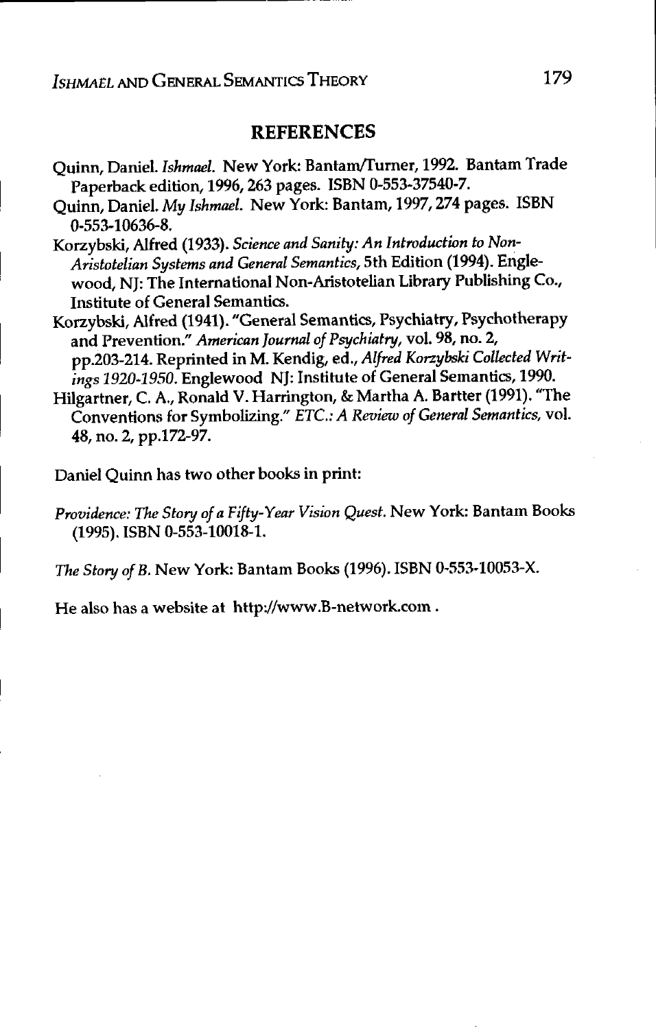## REFERENCES

Quinn, Daniel. *Ishmael.* New York: Bantam/Turner, 1992. Bantam Trade Paperback edition, 1996, 263 pages. ISBN 0-553-37540-7.

Quinn, Daniel. *My Ishmael.* New York: Bantam, 1997, 274 pages. ISBN 0-553-10636-8.

Korzybski, Alfred (1933). *Science and Sanity: An Introduction to Non-Aristotelian Systems and General Semantics,* 5th Edition (1994). Englewood, NJ: The International Non-Aristotelian Library Publishing Co., Institute of General Semantics.

Korzybski, Alfred (1941). "General Semantics, Psychiatry, Psychotherapy and Prevention." *American Journal of Psychiatry,* vol. 98, no. 2, pp.203-214. Reprinted in M. Kendig, ed., *Alfred Korzybski Collected Writings 1920-1950.* Englewood NJ: Institute of General Semantics, 1990.

Hilgartner, C. A., Ronald V. Harrington, & Martha A. Bartter (1991). "The Conventions for Symbolizing." *ETC.: A Review of General Semantics,* vol. 48, no. 2, pp.172-97.

Daniel Quinn has two other books in print:

*Providence: The Story of a Fifty-Year Vision Quest.* New York: Bantam Books (1995). ISBN 0-553-10018-1.

*The Story of B.* New York: Bantam Books (1996). ISBN 0-553-10053-X.

He also has a website at http://www.B-network.com .